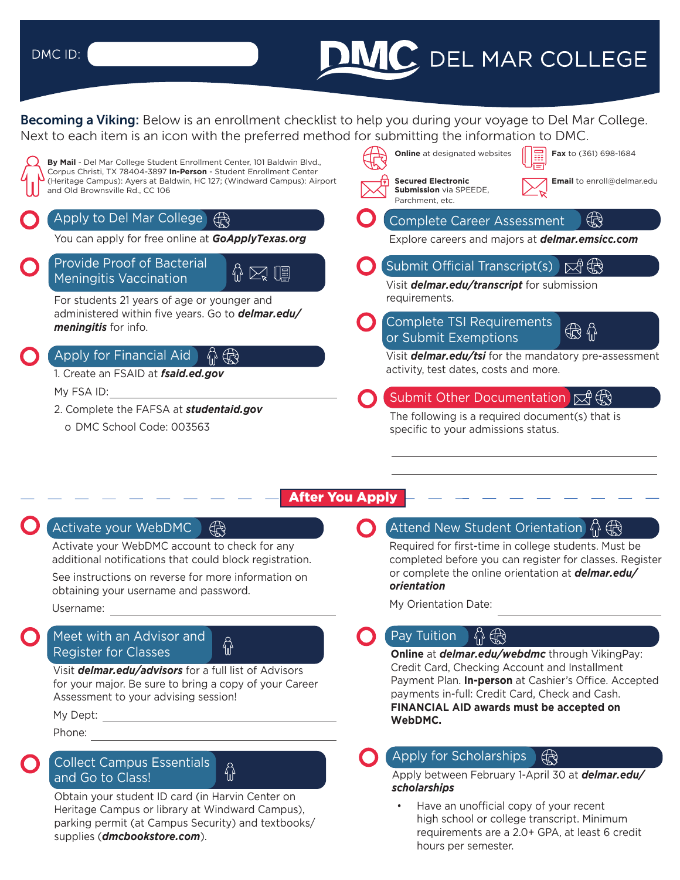DMC ID: 

# DEL MAR COLLEGE

**Becoming a Viking:** Below is an enrollment checklist to help you during your voyage to Del Mar College. Next to each item is an icon with the preferred method for submitting the information to DMC.

- **By Mail** - Del Mar College Student Enrollment Center, 101 Baldwin Blvd., Corpus Christi, TX 78404-3897 **In-Person** - Student Enrollment Center (Heritage Campus): Ayers at Baldwin, HC 127; (Windward Campus): Airport and Old Brownsville Rd., CC 106
- **Online** at designated websites
- **Fax** to (361) 698-1684
- **Secured Electronic Submission** via SPEEDE, Parchment, etc.
- **Email** to enroll@delmar.edu

## Apply to Del Mar College

You can apply for free online at ***GoApplyTexas.org***

## Provide Proof of Bacterial Meningitis Vaccination

For students 21 years of age or younger and administered within five years. Go to ***delmar.edu/meningitis*** for info.

## Apply for Financial Aid

1. Create an FSAID at ***fsaid.ed.gov***

   My FSA ID: ______________________

2. Complete the FAFSA at ***studentaid.gov***
   - DMC School Code: 003563

## Complete Career Assessment

Explore careers and majors at ***delmar.emsicc.com***

## Submit Official Transcript(s)

Visit ***delmar.edu/transcript*** for submission requirements.

## Complete TSI Requirements or Submit Exemptions

Visit ***delmar.edu/tsi*** for the mandatory pre-assessment activity, test dates, costs and more.

## Submit Other Documentation

The following is a required document(s) that is specific to your admissions status.

______________________

______________________

# After You Apply

## Activate your WebDMC

Activate your WebDMC account to check for any additional notifications that could block registration.

See instructions on reverse for more information on obtaining your username and password.

Username: ______________________

## Meet with an Advisor and Register for Classes

Visit ***delmar.edu/advisors*** for a full list of Advisors for your major. Be sure to bring a copy of your Career Assessment to your advising session!

My Dept: ______________________

Phone: ______________________

## Collect Campus Essentials and Go to Class!

Obtain your student ID card (in Harvin Center on Heritage Campus or library at Windward Campus), parking permit (at Campus Security) and textbooks/supplies (***dmcbookstore.com***).

## Attend New Student Orientation

Required for first-time in college students. Must be completed before you can register for classes. Register or complete the online orientation at ***delmar.edu/orientation***

My Orientation Date: ______________________

## Pay Tuition

**Online** at ***delmar.edu/webdmc*** through VikingPay: Credit Card, Checking Account and Installment Payment Plan. **In-person** at Cashier's Office. Accepted payments in-full: Credit Card, Check and Cash. **FINANCIAL AID awards must be accepted on WebDMC.**

## Apply for Scholarships

Apply between February 1-April 30 at ***delmar.edu/scholarships***

- Have an unofficial copy of your recent high school or college transcript. Minimum requirements are a 2.0+ GPA, at least 6 credit hours per semester.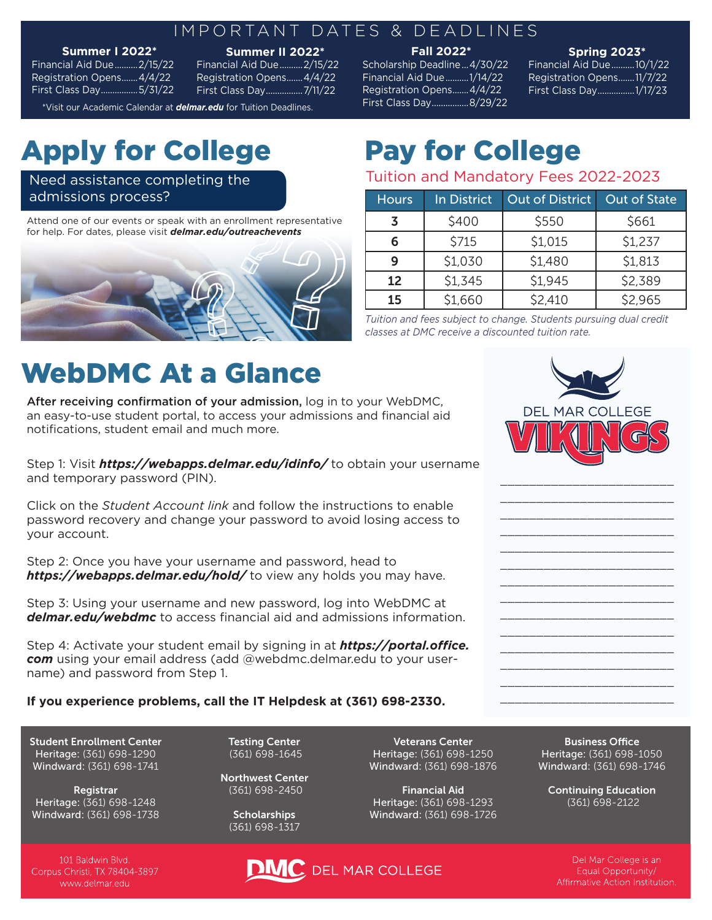## IMPORTANT DATES & DEADLINES

**Summer I 2022***
Financial Aid Due..........2/15/22
Registration Opens.......4/4/22
First Class Day................5/31/22

**Summer II 2022***
Financial Aid Due..........2/15/22
Registration Opens.......4/4/22
First Class Day................7/11/22

*Visit our Academic Calendar at ***delmar.edu*** for Tuition Deadlines.

**Fall 2022***
Scholarship Deadline...4/30/22
Financial Aid Due..........1/14/22
Registration Opens.......4/4/22
First Class Day................8/29/22

**Spring 2023***
Financial Aid Due..........10/1/22
Registration Opens.......11/7/22
First Class Day................1/17/23

# Apply for College

Need assistance completing the admissions process?

Attend one of our events or speak with an enrollment representative for help. For dates, please visit ***delmar.edu/outreachevents***

# Pay for College

Tuition and Mandatory Fees 2022-2023

| Hours | In District | Out of District | Out of State |
|---|---|---|---|
| **3** | $400 | $550 | $661 |
| **6** | $715 | $1,015 | $1,237 |
| **9** | $1,030 | $1,480 | $1,813 |
| **12** | $1,345 | $1,945 | $2,389 |
| **15** | $1,660 | $2,410 | $2,965 |

*Tuition and fees subject to change. Students pursuing dual credit classes at DMC receive a discounted tuition rate.*

# WebDMC At a Glance

**After receiving confirmation of your admission,** log in to your WebDMC, an easy-to-use student portal, to access your admissions and financial aid notifications, student email and much more.

Step 1: Visit ***https://webapps.delmar.edu/idinfo/*** to obtain your username and temporary password (PIN).

Click on the *Student Account link* and follow the instructions to enable password recovery and change your password to avoid losing access to your account.

Step 2: Once you have your username and password, head to ***https://webapps.delmar.edu/hold/*** to view any holds you may have.

Step 3: Using your username and new password, log into WebDMC at ***delmar.edu/webdmc*** to access financial aid and admissions information.

Step 4: Activate your student email by signing in at ***https://portal.office.com*** using your email address (add @webdmc.delmar.edu to your username) and password from Step 1.

**If you experience problems, call the IT Helpdesk at (361) 698-2330.**

DEL MAR COLLEGE VIKINGS

**Student Enrollment Center**
Heritage: (361) 698-1290
Windward: (361) 698-1741

**Registrar**
Heritage: (361) 698-1248
Windward: (361) 698-1738

**Testing Center**
(361) 698-1645

**Northwest Center**
(361) 698-2450

**Scholarships**
(361) 698-1317

**Veterans Center**
Heritage: (361) 698-1250
Windward: (361) 698-1876

**Financial Aid**
Heritage: (361) 698-1293
Windward: (361) 698-1726

**Business Office**
Heritage: (361) 698-1050
Windward: (361) 698-1746

**Continuing Education**
(361) 698-2122

101 Baldwin Blvd.
Corpus Christi, TX 78404-3897
www.delmar.edu

DMC DEL MAR COLLEGE

Del Mar College is an Equal Opportunity/ Affirmative Action Institution.